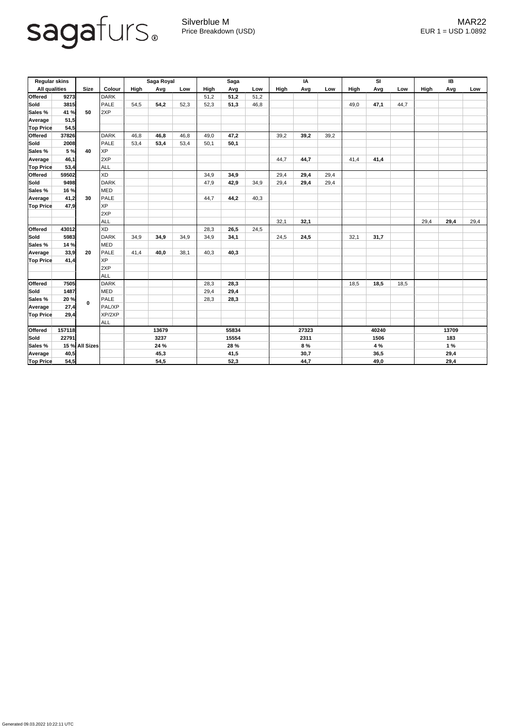sagafurs®

Silverblue M
Price Breakdown (USD)

MAR22
EUR 1 = USD 1.0892

| Regular skins | | Size | Colour | Saga Royal | | | Saga | | | IA | | | SI | | | IB | | |
|---|---|---|---|---|---|---|---|---|---|---|---|---|---|---|---|---|---|---|
| All qualities | | | | High | Avg | Low | High | Avg | Low | High | Avg | Low | High | Avg | Low | High | Avg | Low |
| **Offered** | **9273** | **50** | DARK | | | | 51,2 | **51,2** | 51,2 | | | | | | | | | |
| **Sold** | **3815** | | PALE | 54,5 | **54,2** | 52,3 | 52,3 | **51,3** | 46,8 | | | | 49,0 | **47,1** | 44,7 | | | |
| **Sales %** | **41 %** | | 2XP | | | | | | | | | | | | | | | |
| **Average** | **51,5** | | | | | | | | | | | | | | | | | |
| **Top Price** | **54,5** | | | | | | | | | | | | | | | | | |
| **Offered** | **37826** | **40** | DARK | 46,8 | **46,8** | 46,8 | 49,0 | **47,2** | | 39,2 | **39,2** | 39,2 | | | | | | |
| **Sold** | **2008** | | PALE | 53,4 | **53,4** | 53,4 | 50,1 | **50,1** | | | | | | | | | | |
| **Sales %** | **5 %** | | XP | | | | | | | | | | | | | | | |
| **Average** | **46,1** | | 2XP | | | | | | | 44,7 | **44,7** | | 41,4 | **41,4** | | | | |
| **Top Price** | **53,4** | | ALL | | | | | | | | | | | | | | | |
| **Offered** | **59502** | **30** | XD | | | | 34,9 | **34,9** | | 29,4 | **29,4** | 29,4 | | | | | | |
| **Sold** | **9498** | | DARK | | | | 47,9 | **42,9** | 34,9 | 29,4 | **29,4** | 29,4 | | | | | | |
| **Sales %** | **16 %** | | MED | | | | | | | | | | | | | | | |
| **Average** | **41,2** | | PALE | | | | 44,7 | **44,2** | 40,3 | | | | | | | | | |
| **Top Price** | **47,9** | | XP | | | | | | | | | | | | | | | |
| | | | 2XP | | | | | | | | | | | | | | | |
| | | | ALL | | | | | | | 32,1 | **32,1** | | | | | 29,4 | **29,4** | 29,4 |
| **Offered** | **43012** | **20** | XD | | | | 28,3 | **26,5** | 24,5 | | | | | | | | | |
| **Sold** | **5983** | | DARK | 34,9 | **34,9** | 34,9 | 34,9 | **34,1** | | 24,5 | **24,5** | | 32,1 | **31,7** | | | | |
| **Sales %** | **14 %** | | MED | | | | | | | | | | | | | | | |
| **Average** | **33,9** | | PALE | 41,4 | **40,0** | 38,1 | 40,3 | **40,3** | | | | | | | | | | |
| **Top Price** | **41,4** | | XP | | | | | | | | | | | | | | | |
| | | | 2XP | | | | | | | | | | | | | | | |
| | | | ALL | | | | | | | | | | | | | | | |
| **Offered** | **7505** | **0** | DARK | | | | 28,3 | **28,3** | | | | | 18,5 | **18,5** | 18,5 | | | |
| **Sold** | **1487** | | MED | | | | 29,4 | **29,4** | | | | | | | | | | |
| **Sales %** | **20 %** | | PALE | | | | 28,3 | **28,3** | | | | | | | | | | |
| **Average** | **27,4** | | PAL/XP | | | | | | | | | | | | | | | |
| **Top Price** | **29,4** | | XP/2XP | | | | | | | | | | | | | | | |
| | | | ALL | | | | | | | | | | | | | | | |
| **Offered** | **157118** | **All Sizes** | | | **13679** | | | **55834** | | | **27323** | | | **40240** | | | **13709** | |
| **Sold** | **22791** | | | | **3237** | | | **15554** | | | **2311** | | | **1506** | | | **183** | |
| **Sales %** | **15 %** | | | | **24 %** | | | **28 %** | | | **8 %** | | | **4 %** | | | **1 %** | |
| **Average** | **40,5** | | | | **45,3** | | | **41,5** | | | **30,7** | | | **36,5** | | | **29,4** | |
| **Top Price** | **54,5** | | | | **54,5** | | | **52,3** | | | **44,7** | | | **49,0** | | | **29,4** | |

Generated 09.03.2022 10:22:11 UTC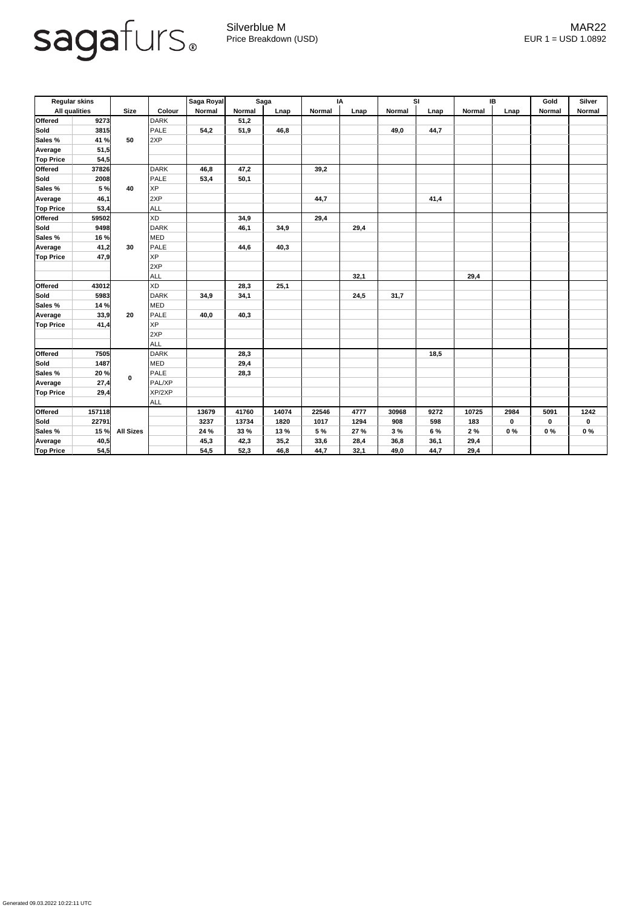# sagafurs

Silverblue M
Price Breakdown (USD)

MAR22
EUR 1 = USD 1.0892

| Regular skins | | Size | Colour | Saga Royal | Saga | | IA | | SI | | IB | | Gold | Silver |
|---|---|---|---|---|---|---|---|---|---|---|---|---|---|---|
| All qualities | | | | Normal | Normal | Lnap | Normal | Lnap | Normal | Lnap | Normal | Lnap | Normal | Normal |
| Offered | 9273 | 50 | DARK | | 51,2 | | | | | | | | | |
| Sold | 3815 | | PALE | 54,2 | 51,9 | 46,8 | | | 49,0 | 44,7 | | | | |
| Sales % | 41 % | | 2XP | | | | | | | | | | | |
| Average | 51,5 | | | | | | | | | | | | | |
| Top Price | 54,5 | | | | | | | | | | | | | |
| Offered | 37826 | 40 | DARK | 46,8 | 47,2 | | 39,2 | | | | | | | |
| Sold | 2008 | | PALE | 53,4 | 50,1 | | | | | | | | | |
| Sales % | 5 % | | XP | | | | | | | | | | | |
| Average | 46,1 | | 2XP | | | | 44,7 | | | 41,4 | | | | |
| Top Price | 53,4 | | ALL | | | | | | | | | | | |
| Offered | 59502 | 30 | XD | | 34,9 | | 29,4 | | | | | | | |
| Sold | 9498 | | DARK | | 46,1 | 34,9 | | 29,4 | | | | | | |
| Sales % | 16 % | | MED | | | | | | | | | | | |
| Average | 41,2 | | PALE | | 44,6 | 40,3 | | | | | | | | |
| Top Price | 47,9 | | XP | | | | | | | | | | | |
| | | | 2XP | | | | | | | | | | | |
| | | | ALL | | | | | 32,1 | | | 29,4 | | | |
| Offered | 43012 | 20 | XD | | 28,3 | 25,1 | | | | | | | | |
| Sold | 5983 | | DARK | 34,9 | 34,1 | | | 24,5 | 31,7 | | | | | |
| Sales % | 14 % | | MED | | | | | | | | | | | |
| Average | 33,9 | | PALE | 40,0 | 40,3 | | | | | | | | | |
| Top Price | 41,4 | | XP | | | | | | | | | | | |
| | | | 2XP | | | | | | | | | | | |
| | | | ALL | | | | | | | | | | | |
| Offered | 7505 | 0 | DARK | | 28,3 | | | | | 18,5 | | | | |
| Sold | 1487 | | MED | | 29,4 | | | | | | | | | |
| Sales % | 20 % | | PALE | | 28,3 | | | | | | | | | |
| Average | 27,4 | | PAL/XP | | | | | | | | | | | |
| Top Price | 29,4 | | XP/2XP | | | | | | | | | | | |
| | | | ALL | | | | | | | | | | | |
| Offered | 157118 | All Sizes | | 13679 | 41760 | 14074 | 22546 | 4777 | 30968 | 9272 | 10725 | 2984 | 5091 | 1242 |
| Sold | 22791 | | | 3237 | 13734 | 1820 | 1017 | 1294 | 908 | 598 | 183 | 0 | 0 | 0 |
| Sales % | 15 % | | | 24 % | 33 % | 13 % | 5 % | 27 % | 3 % | 6 % | 2 % | 0 % | 0 % | 0 % |
| Average | 40,5 | | | 45,3 | 42,3 | 35,2 | 33,6 | 28,4 | 36,8 | 36,1 | 29,4 | | | |
| Top Price | 54,5 | | | 54,5 | 52,3 | 46,8 | 44,7 | 32,1 | 49,0 | 44,7 | 29,4 | | | |

Generated 09.03.2022 10:22:11 UTC